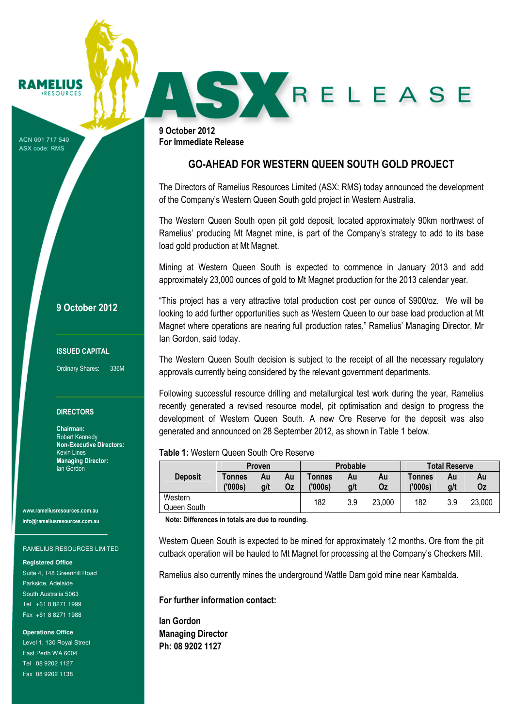RAMELIUS RESOURCES

ACN 001 717 540
ASX code: RMS

# ASX RELEASE

**9 October 2012**
**For Immediate Release**

## GO-AHEAD FOR WESTERN QUEEN SOUTH GOLD PROJECT

The Directors of Ramelius Resources Limited (ASX: RMS) today announced the development of the Company's Western Queen South gold project in Western Australia.

The Western Queen South open pit gold deposit, located approximately 90km northwest of Ramelius' producing Mt Magnet mine, is part of the Company's strategy to add to its base load gold production at Mt Magnet.

Mining at Western Queen South is expected to commence in January 2013 and add approximately 23,000 ounces of gold to Mt Magnet production for the 2013 calendar year.

"This project has a very attractive total production cost per ounce of $900/oz. We will be looking to add further opportunities such as Western Queen to our base load production at Mt Magnet where operations are nearing full production rates," Ramelius' Managing Director, Mr Ian Gordon, said today.

The Western Queen South decision is subject to the receipt of all the necessary regulatory approvals currently being considered by the relevant government departments.

Following successful resource drilling and metallurgical test work during the year, Ramelius recently generated a revised resource model, pit optimisation and design to progress the development of Western Queen South. A new Ore Reserve for the deposit was also generated and announced on 28 September 2012, as shown in Table 1 below.

**Table 1:** Western Queen South Ore Reserve

| Deposit | Proven | | | Probable | | | Total Reserve | | |
|---|---|---|---|---|---|---|---|---|---|
| | Tonnes ('000s) | Au g/t | Au Oz | Tonnes ('000s) | Au g/t | Au Oz | Tonnes ('000s) | Au g/t | Au Oz |
| Western Queen South | | | | 182 | 3.9 | 23,000 | 182 | 3.9 | 23,000 |

**Note: Differences in totals are due to rounding.**

Western Queen South is expected to be mined for approximately 12 months. Ore from the pit cutback operation will be hauled to Mt Magnet for processing at the Company's Checkers Mill.

Ramelius also currently mines the underground Wattle Dam gold mine near Kambalda.

**For further information contact:**

**Ian Gordon**
**Managing Director**
**Ph: 08 9202 1127**

**9 October 2012**

**ISSUED CAPITAL**

Ordinary Shares: 336M

**DIRECTORS**

**Chairman:**
Robert Kennedy
**Non-Executive Directors:**
Kevin Lines
**Managing Director:**
Ian Gordon

**www.rameliusresources.com.au**
**info@rameliusresources.com.au**

RAMELIUS RESOURCES LIMITED

**Registered Office**
Suite 4, 148 Greenhill Road
Parkside, Adelaide
South Australia 5063
Tel +61 8 8271 1999
Fax +61 8 8271 1988

**Operations Office**
Level 1, 130 Royal Street
East Perth WA 6004
Tel 08 9202 1127
Fax 08 9202 1138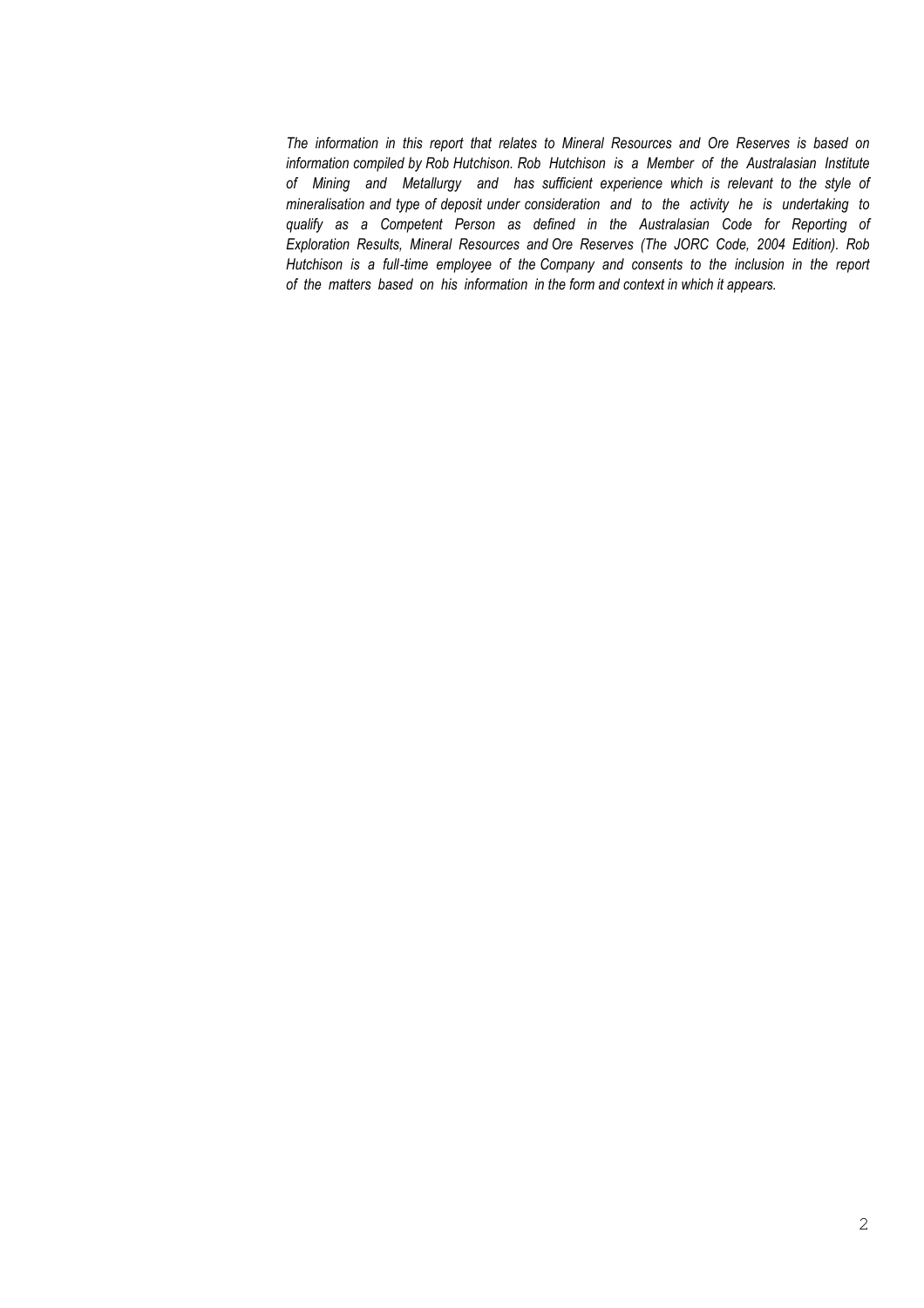*The information in this report that relates to Mineral Resources and Ore Reserves is based on information compiled by Rob Hutchison. Rob Hutchison is a Member of the Australasian Institute of Mining and Metallurgy and has sufficient experience which is relevant to the style of mineralisation and type of deposit under consideration and to the activity he is undertaking to qualify as a Competent Person as defined in the Australasian Code for Reporting of Exploration Results, Mineral Resources and Ore Reserves (The JORC Code, 2004 Edition). Rob Hutchison is a full-time employee of the Company and consents to the inclusion in the report of the matters based on his information in the form and context in which it appears.*